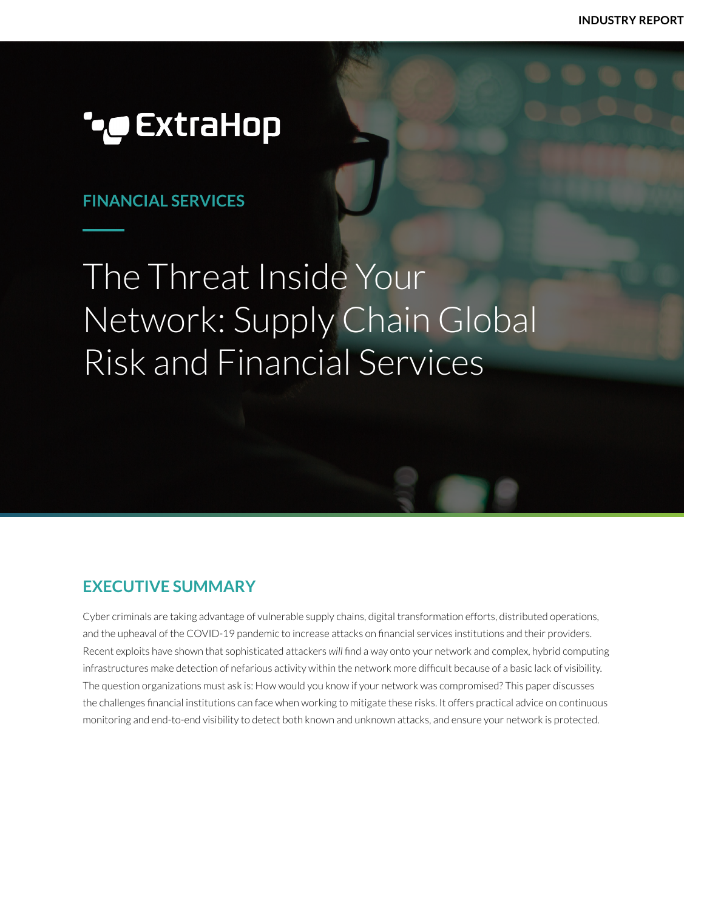INDUSTRY REPORT

ExtraHop

FINANCIAL SERVICES

# The Threat Inside Your Network: Supply Chain Global Risk and Financial Services

## EXECUTIVE SUMMARY

Cyber criminals are taking advantage of vulnerable supply chains, digital transformation efforts, distributed operations, and the upheaval of the COVID-19 pandemic to increase attacks on financial services institutions and their providers. Recent exploits have shown that sophisticated attackers *will* find a way onto your network and complex, hybrid computing infrastructures make detection of nefarious activity within the network more difficult because of a basic lack of visibility. The question organizations must ask is: How would you know if your network was compromised? This paper discusses the challenges financial institutions can face when working to mitigate these risks. It offers practical advice on continuous monitoring and end-to-end visibility to detect both known and unknown attacks, and ensure your network is protected.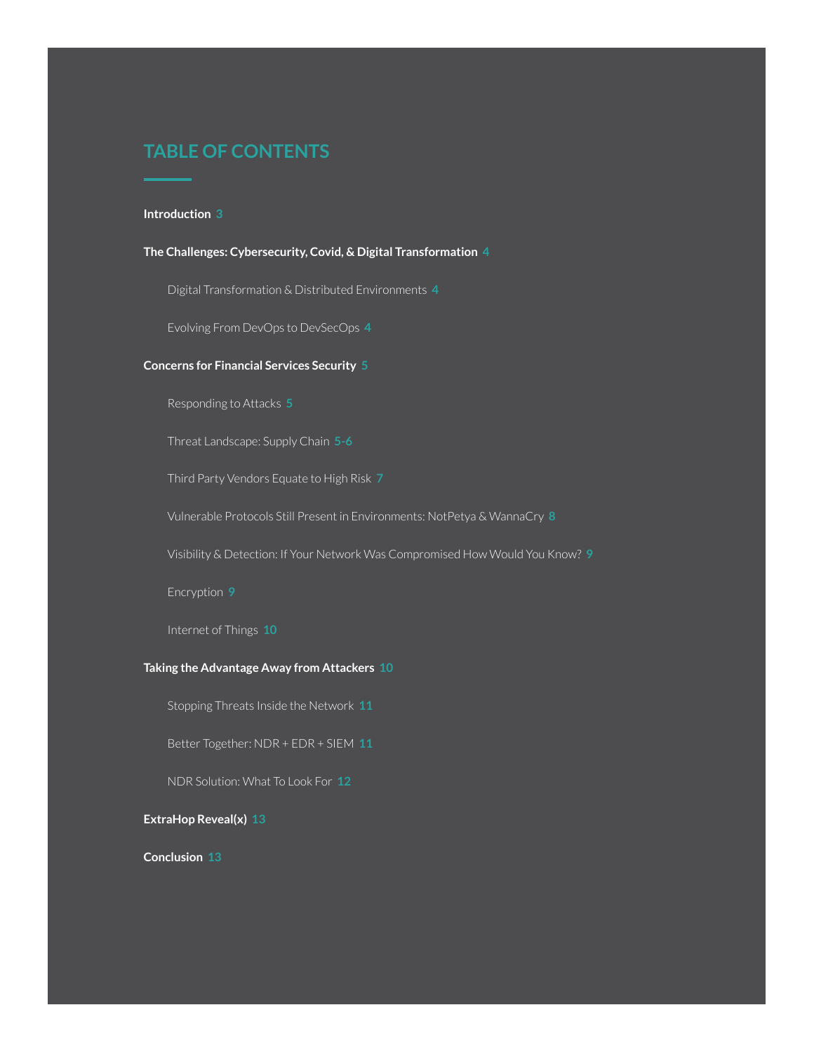# TABLE OF CONTENTS

**Introduction** 3

**The Challenges: Cybersecurity, Covid, & Digital Transformation** 4

- Digital Transformation & Distributed Environments 4
- Evolving From DevOps to DevSecOps 4

**Concerns for Financial Services Security** 5

- Responding to Attacks 5
- Threat Landscape: Supply Chain 5-6
- Third Party Vendors Equate to High Risk 7
- Vulnerable Protocols Still Present in Environments: NotPetya & WannaCry 8
- Visibility & Detection: If Your Network Was Compromised How Would You Know? 9
- Encryption 9
- Internet of Things 10

**Taking the Advantage Away from Attackers** 10

- Stopping Threats Inside the Network 11
- Better Together: NDR + EDR + SIEM 11
- NDR Solution: What To Look For 12

**ExtraHop Reveal(x)** 13

**Conclusion** 13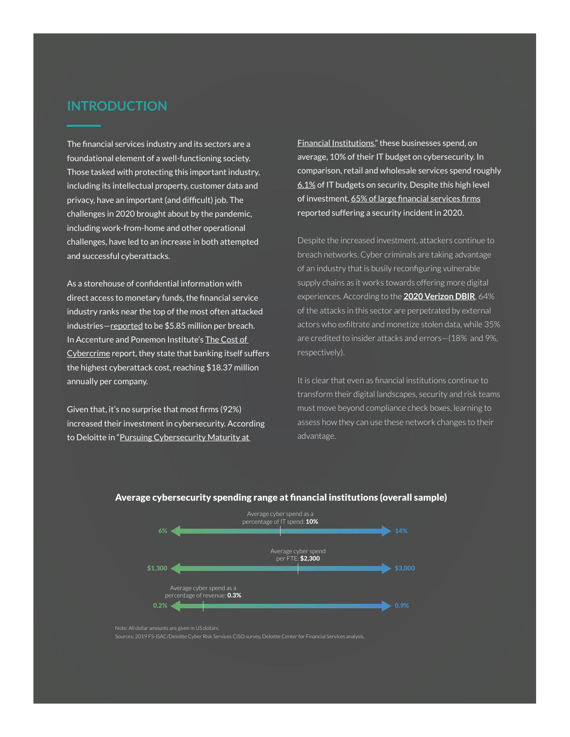## INTRODUCTION

The financial services industry and its sectors are a foundational element of a well-functioning society. Those tasked with protecting this important industry, including its intellectual property, customer data and privacy, have an important (and difficult) job. The challenges in 2020 brought about by the pandemic, including work-from-home and other operational challenges, have led to an increase in both attempted and successful cyberattacks.

As a storehouse of confidential information with direct access to monetary funds, the financial service industry ranks near the top of the most often attacked industries—reported to be $5.85 million per breach. In Accenture and Ponemon Institute's The Cost of Cybercrime report, they state that banking itself suffers the highest cyberattack cost, reaching $18.37 million annually per company.

Given that, it's no surprise that most firms (92%) increased their investment in cybersecurity. According to Deloitte in "Pursuing Cybersecurity Maturity at Financial Institutions," these businesses spend, on average, 10% of their IT budget on cybersecurity. In comparison, retail and wholesale services spend roughly 6.1% of IT budgets on security. Despite this high level of investment, 65% of large financial services firms reported suffering a security incident in 2020.

Despite the increased investment, attackers continue to breach networks. Cyber criminals are taking advantage of an industry that is busily reconfiguring vulnerable supply chains as it works towards offering more digital experiences. According to the **2020 Verizon DBIR**, 64% of the attacks in this sector are perpetrated by external actors who exfiltrate and monetize stolen data, while 35% are credited to insider attacks and errors—(18% and 9%, respectively).

It is clear that even as financial institutions continue to transform their digital landscapes, security and risk teams must move beyond compliance check boxes, learning to assess how they can use these network changes to their advantage.

**Average cybersecurity spending range at financial institutions (overall sample)**

| Measure | Low | Average | High |
| --- | --- | --- | --- |
| Average cyber spend as a percentage of IT spend | 6% | **10%** | 14% |
| Average cyber spend per FTE | $1,300 | **$2,300** | $3,000 |
| Average cyber spend as a percentage of revenue | 0.2% | **0.3%** | 0.9% |

Note: All dollar amounts are given in US dollars.
Sources: 2019 FS-ISAC/Deloitte Cyber Risk Services CISO survey, Deloitte Center for Financial Services analysis.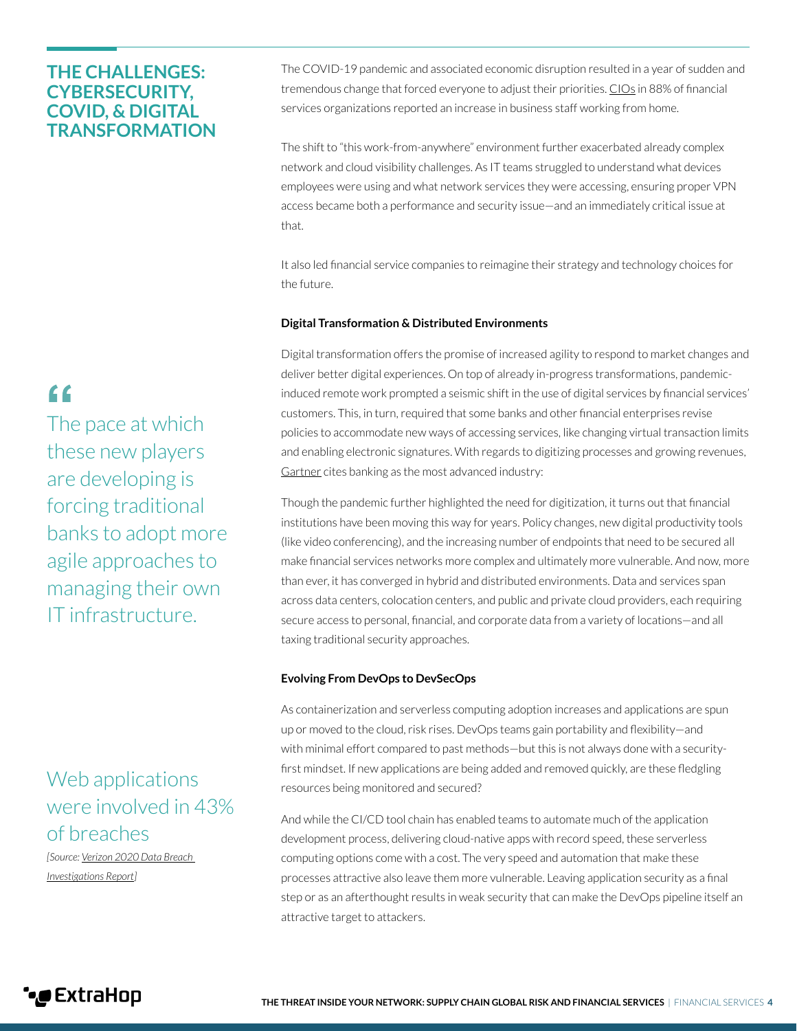## THE CHALLENGES: CYBERSECURITY, COVID, & DIGITAL TRANSFORMATION

The COVID-19 pandemic and associated economic disruption resulted in a year of sudden and tremendous change that forced everyone to adjust their priorities. CIOs in 88% of financial services organizations reported an increase in business staff working from home.

The shift to "this work-from-anywhere" environment further exacerbated already complex network and cloud visibility challenges. As IT teams struggled to understand what devices employees were using and what network services they were accessing, ensuring proper VPN access became both a performance and security issue—and an immediately critical issue at that.

It also led financial service companies to reimagine their strategy and technology choices for the future.

**Digital Transformation & Distributed Environments**

Digital transformation offers the promise of increased agility to respond to market changes and deliver better digital experiences. On top of already in-progress transformations, pandemic-induced remote work prompted a seismic shift in the use of digital services by financial services' customers. This, in turn, required that some banks and other financial enterprises revise policies to accommodate new ways of accessing services, like changing virtual transaction limits and enabling electronic signatures. With regards to digitizing processes and growing revenues, Gartner cites banking as the most advanced industry:

> "The pace at which these new players are developing is forcing traditional banks to adopt more agile approaches to managing their own IT infrastructure.

Though the pandemic further highlighted the need for digitization, it turns out that financial institutions have been moving this way for years. Policy changes, new digital productivity tools (like video conferencing), and the increasing number of endpoints that need to be secured all make financial services networks more complex and ultimately more vulnerable. And now, more than ever, it has converged in hybrid and distributed environments. Data and services span across data centers, colocation centers, and public and private cloud providers, each requiring secure access to personal, financial, and corporate data from a variety of locations—and all taxing traditional security approaches.

**Evolving From DevOps to DevSecOps**

As containerization and serverless computing adoption increases and applications are spun up or moved to the cloud, risk rises. DevOps teams gain portability and flexibility—and with minimal effort compared to past methods—but this is not always done with a security-first mindset. If new applications are being added and removed quickly, are these fledgling resources being monitored and secured?

And while the CI/CD tool chain has enabled teams to automate much of the application development process, delivering cloud-native apps with record speed, these serverless computing options come with a cost. The very speed and automation that make these processes attractive also leave them more vulnerable. Leaving application security as a final step or as an afterthought results in weak security that can make the DevOps pipeline itself an attractive target to attackers.

Web applications were involved in 43% of breaches

*[Source: Verizon 2020 Data Breach Investigations Report]*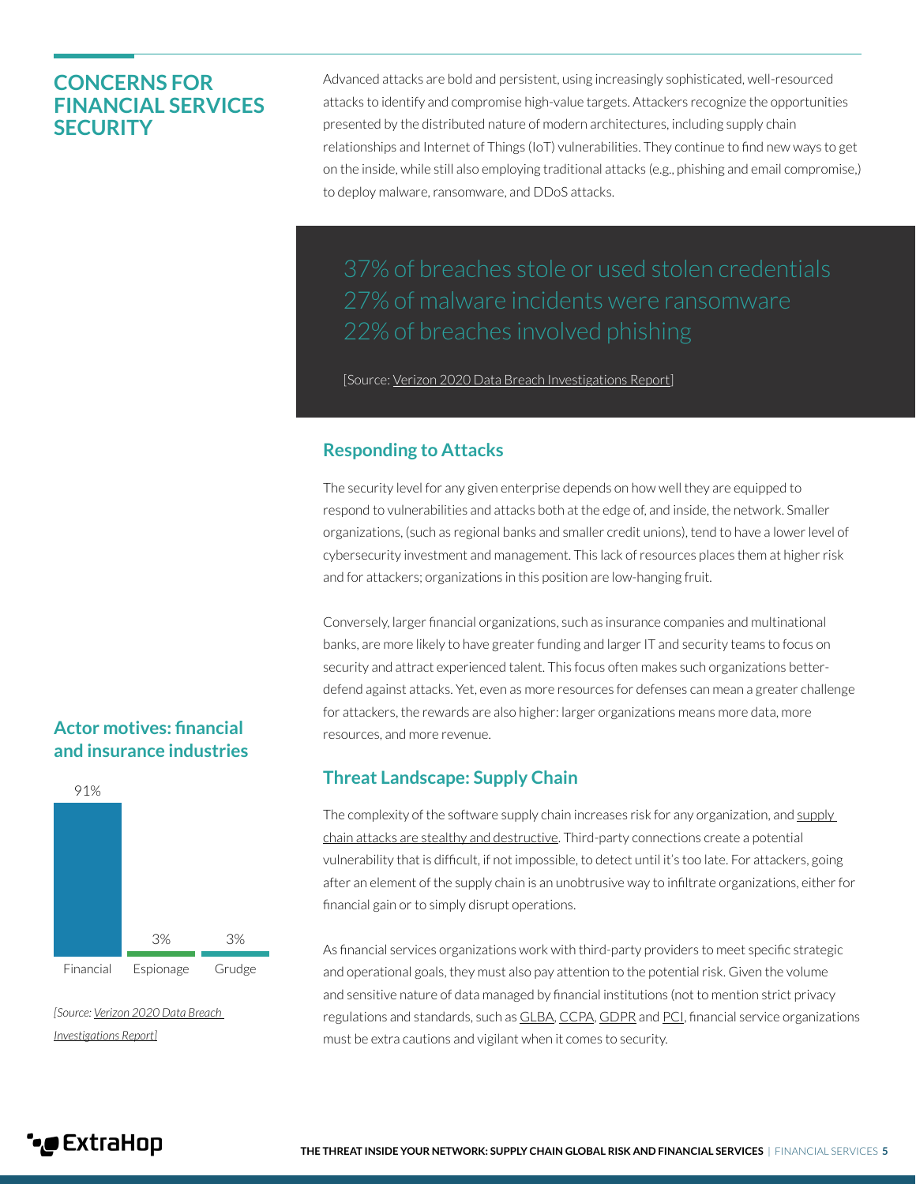## CONCERNS FOR FINANCIAL SERVICES SECURITY

Advanced attacks are bold and persistent, using increasingly sophisticated, well-resourced attacks to identify and compromise high-value targets. Attackers recognize the opportunities presented by the distributed nature of modern architectures, including supply chain relationships and Internet of Things (IoT) vulnerabilities. They continue to find new ways to get on the inside, while still also employing traditional attacks (e.g., phishing and email compromise,) to deploy malware, ransomware, and DDoS attacks.

37% of breaches stole or used stolen credentials
27% of malware incidents were ransomware
22% of breaches involved phishing

[Source: Verizon 2020 Data Breach Investigations Report]

### Responding to Attacks

The security level for any given enterprise depends on how well they are equipped to respond to vulnerabilities and attacks both at the edge of, and inside, the network. Smaller organizations, (such as regional banks and smaller credit unions), tend to have a lower level of cybersecurity investment and management. This lack of resources places them at higher risk and for attackers; organizations in this position are low-hanging fruit.

Conversely, larger financial organizations, such as insurance companies and multinational banks, are more likely to have greater funding and larger IT and security teams to focus on security and attract experienced talent. This focus often makes such organizations better-defend against attacks. Yet, even as more resources for defenses can mean a greater challenge for attackers, the rewards are also higher: larger organizations means more data, more resources, and more revenue.

### Actor motives: financial and insurance industries

| Financial | Espionage | Grudge |
|---|---|---|
| 91% | 3% | 3% |

*[Source: Verizon 2020 Data Breach Investigations Report]*

### Threat Landscape: Supply Chain

The complexity of the software supply chain increases risk for any organization, and supply chain attacks are stealthy and destructive. Third-party connections create a potential vulnerability that is difficult, if not impossible, to detect until it's too late. For attackers, going after an element of the supply chain is an unobtrusive way to infiltrate organizations, either for financial gain or to simply disrupt operations.

As financial services organizations work with third-party providers to meet specific strategic and operational goals, they must also pay attention to the potential risk. Given the volume and sensitive nature of data managed by financial institutions (not to mention strict privacy regulations and standards, such as GLBA, CCPA, GDPR and PCI, financial service organizations must be extra cautions and vigilant when it comes to security.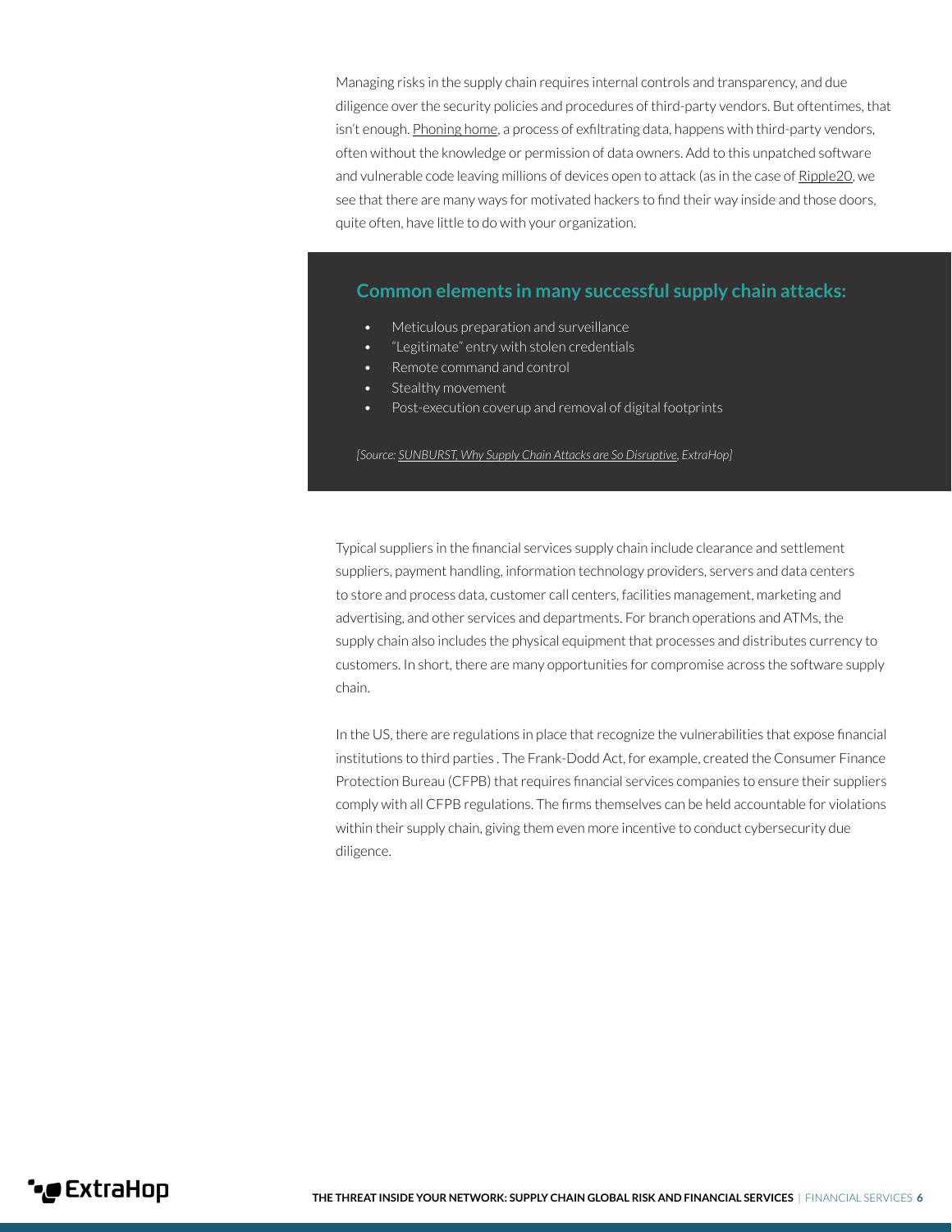Managing risks in the supply chain requires internal controls and transparency, and due diligence over the security policies and procedures of third-party vendors. But oftentimes, that isn't enough. Phoning home, a process of exfiltrating data, happens with third-party vendors, often without the knowledge or permission of data owners. Add to this unpatched software and vulnerable code leaving millions of devices open to attack (as in the case of Ripple20, we see that there are many ways for motivated hackers to find their way inside and those doors, quite often, have little to do with your organization.

### Common elements in many successful supply chain attacks:

- Meticulous preparation and surveillance
- "Legitimate" entry with stolen credentials
- Remote command and control
- Stealthy movement
- Post-execution coverup and removal of digital footprints

*[Source: SUNBURST, Why Supply Chain Attacks are So Disruptive, ExtraHop]*

Typical suppliers in the financial services supply chain include clearance and settlement suppliers, payment handling, information technology providers, servers and data centers to store and process data, customer call centers, facilities management, marketing and advertising, and other services and departments. For branch operations and ATMs, the supply chain also includes the physical equipment that processes and distributes currency to customers. In short, there are many opportunities for compromise across the software supply chain.

In the US, there are regulations in place that recognize the vulnerabilities that expose financial institutions to third parties . The Frank-Dodd Act, for example, created the Consumer Finance Protection Bureau (CFPB) that requires financial services companies to ensure their suppliers comply with all CFPB regulations. The firms themselves can be held accountable for violations within their supply chain, giving them even more incentive to conduct cybersecurity due diligence.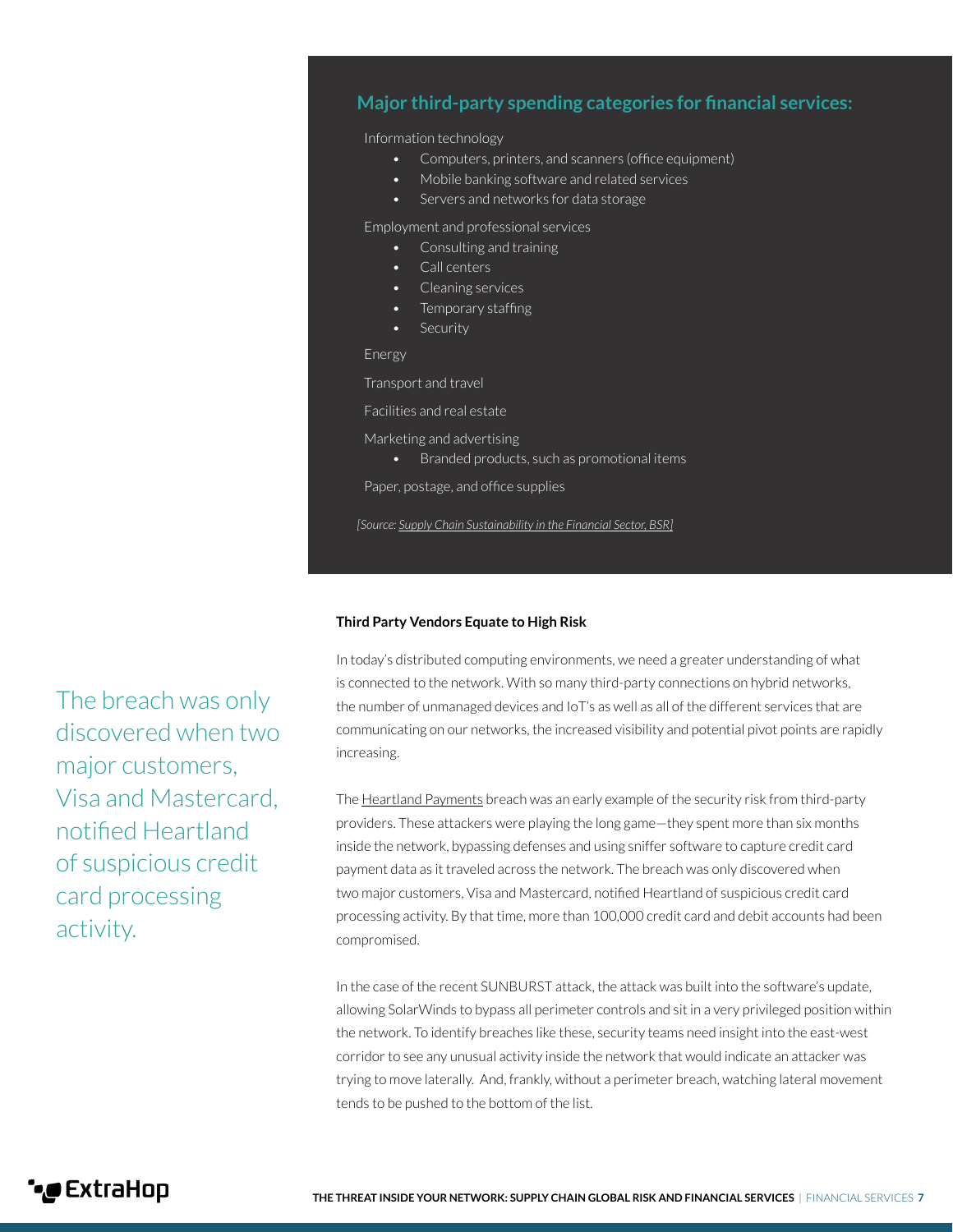## Major third-party spending categories for financial services:

Information technology

- Computers, printers, and scanners (office equipment)
- Mobile banking software and related services
- Servers and networks for data storage

Employment and professional services

- Consulting and training
- Call centers
- Cleaning services
- Temporary staffing
- Security

Energy

Transport and travel

Facilities and real estate

Marketing and advertising

- Branded products, such as promotional items

Paper, postage, and office supplies

*[Source: Supply Chain Sustainability in the Financial Sector, BSR]*

### Third Party Vendors Equate to High Risk

In today's distributed computing environments, we need a greater understanding of what is connected to the network. With so many third-party connections on hybrid networks, the number of unmanaged devices and IoT's as well as all of the different services that are communicating on our networks, the increased visibility and potential pivot points are rapidly increasing.

> The breach was only discovered when two major customers, Visa and Mastercard, notified Heartland of suspicious credit card processing activity.

The Heartland Payments breach was an early example of the security risk from third-party providers. These attackers were playing the long game—they spent more than six months inside the network, bypassing defenses and using sniffer software to capture credit card payment data as it traveled across the network. The breach was only discovered when two major customers, Visa and Mastercard, notified Heartland of suspicious credit card processing activity. By that time, more than 100,000 credit card and debit accounts had been compromised.

In the case of the recent SUNBURST attack, the attack was built into the software's update, allowing SolarWinds to bypass all perimeter controls and sit in a very privileged position within the network. To identify breaches like these, security teams need insight into the east-west corridor to see any unusual activity inside the network that would indicate an attacker was trying to move laterally. And, frankly, without a perimeter breach, watching lateral movement tends to be pushed to the bottom of the list.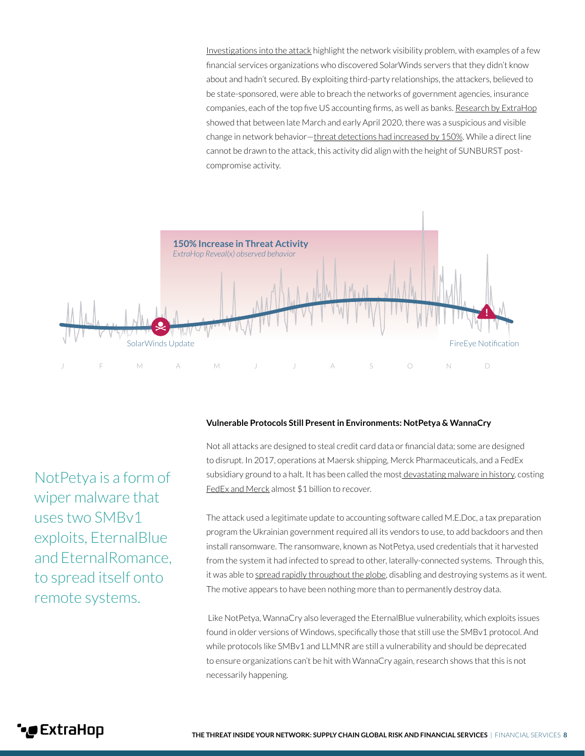Investigations into the attack highlight the network visibility problem, with examples of a few financial services organizations who discovered SolarWinds servers that they didn't know about and hadn't secured. By exploiting third-party relationships, the attackers, believed to be state-sponsored, were able to breach the networks of government agencies, insurance companies, each of the top five US accounting firms, as well as banks. Research by ExtraHop showed that between late March and early April 2020, there was a suspicious and visible change in network behavior—threat detections had increased by 150%. While a direct line cannot be drawn to the attack, this activity did align with the height of SUNBURST post-compromise activity.

**150% Increase in Threat Activity**
*ExtraHop Reveal(x) observed behavior*

SolarWinds Update — FireEye Notification

J F M A M J J A S O N D

**Vulnerable Protocols Still Present in Environments: NotPetya & WannaCry**

NotPetya is a form of wiper malware that uses two SMBv1 exploits, EternalBlue and EternalRomance, to spread itself onto remote systems.

Not all attacks are designed to steal credit card data or financial data; some are designed to disrupt. In 2017, operations at Maersk shipping, Merck Pharmaceuticals, and a FedEx subsidiary ground to a halt. It has been called the most devastating malware in history, costing FedEx and Merck almost $1 billion to recover.

The attack used a legitimate update to accounting software called M.E.Doc, a tax preparation program the Ukrainian government required all its vendors to use, to add backdoors and then install ransomware. The ransomware, known as NotPetya, used credentials that it harvested from the system it had infected to spread to other, laterally-connected systems. Through this, it was able to spread rapidly throughout the globe, disabling and destroying systems as it went. The motive appears to have been nothing more than to permanently destroy data.

Like NotPetya, WannaCry also leveraged the EternalBlue vulnerability, which exploits issues found in older versions of Windows, specifically those that still use the SMBv1 protocol. And while protocols like SMBv1 and LLMNR are still a vulnerability and should be deprecated to ensure organizations can't be hit with WannaCry again, research shows that this is not necessarily happening.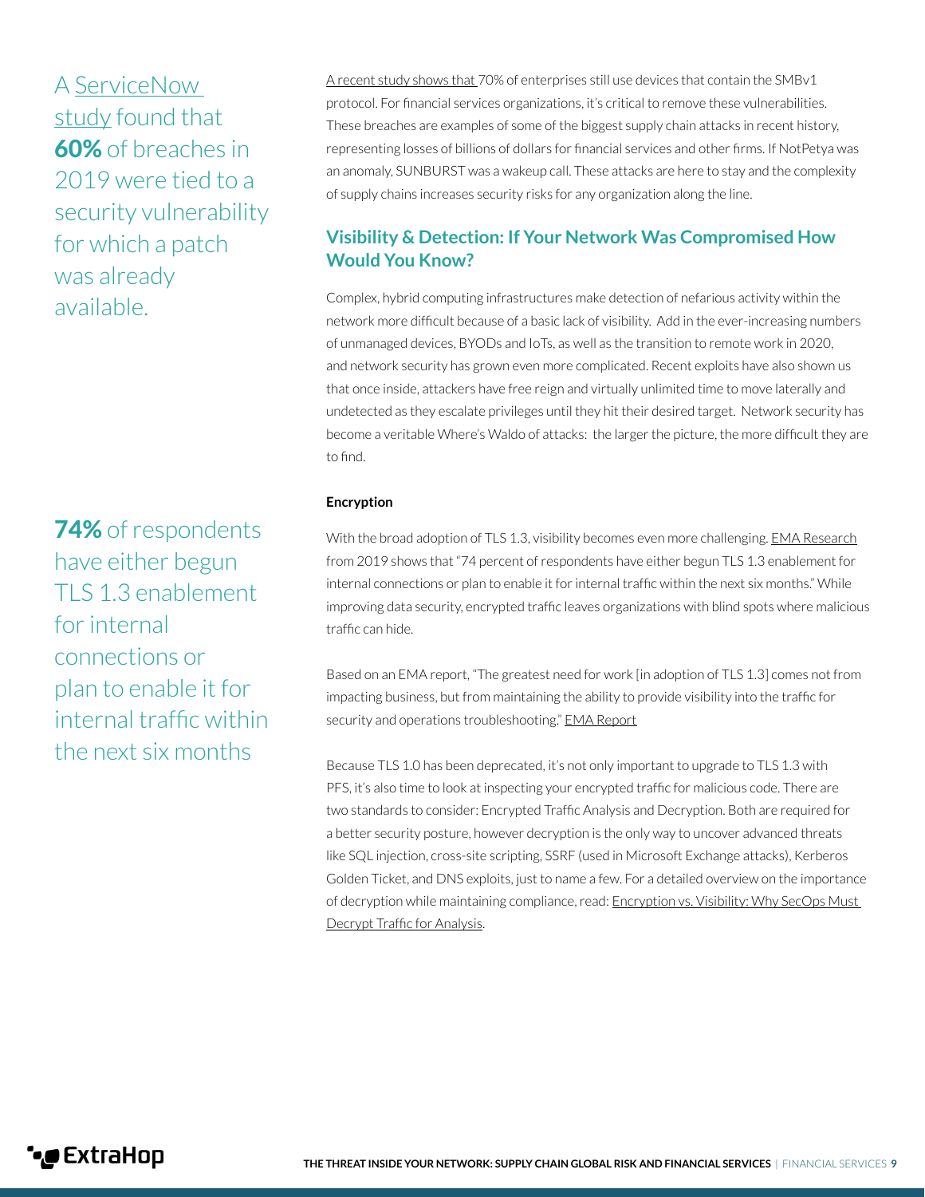A ServiceNow study found that **60%** of breaches in 2019 were tied to a security vulnerability for which a patch was already available.

A recent study shows that 70% of enterprises still use devices that contain the SMBv1 protocol. For financial services organizations, it's critical to remove these vulnerabilities. These breaches are examples of some of the biggest supply chain attacks in recent history, representing losses of billions of dollars for financial services and other firms. If NotPetya was an anomaly, SUNBURST was a wakeup call. These attacks are here to stay and the complexity of supply chains increases security risks for any organization along the line.

## Visibility & Detection: If Your Network Was Compromised How Would You Know?

Complex, hybrid computing infrastructures make detection of nefarious activity within the network more difficult because of a basic lack of visibility. Add in the ever-increasing numbers of unmanaged devices, BYODs and IoTs, as well as the transition to remote work in 2020, and network security has grown even more complicated. Recent exploits have also shown us that once inside, attackers have free reign and virtually unlimited time to move laterally and undetected as they escalate privileges until they hit their desired target. Network security has become a veritable Where's Waldo of attacks: the larger the picture, the more difficult they are to find.

**74%** of respondents have either begun TLS 1.3 enablement for internal connections or plan to enable it for internal traffic within the next six months

**Encryption**

With the broad adoption of TLS 1.3, visibility becomes even more challenging. EMA Research from 2019 shows that "74 percent of respondents have either begun TLS 1.3 enablement for internal connections or plan to enable it for internal traffic within the next six months." While improving data security, encrypted traffic leaves organizations with blind spots where malicious traffic can hide.

Based on an EMA report, "The greatest need for work [in adoption of TLS 1.3] comes not from impacting business, but from maintaining the ability to provide visibility into the traffic for security and operations troubleshooting." EMA Report

Because TLS 1.0 has been deprecated, it's not only important to upgrade to TLS 1.3 with PFS, it's also time to look at inspecting your encrypted traffic for malicious code. There are two standards to consider: Encrypted Traffic Analysis and Decryption. Both are required for a better security posture, however decryption is the only way to uncover advanced threats like SQL injection, cross-site scripting, SSRF (used in Microsoft Exchange attacks), Kerberos Golden Ticket, and DNS exploits, just to name a few. For a detailed overview on the importance of decryption while maintaining compliance, read: Encryption vs. Visibility: Why SecOps Must Decrypt Traffic for Analysis.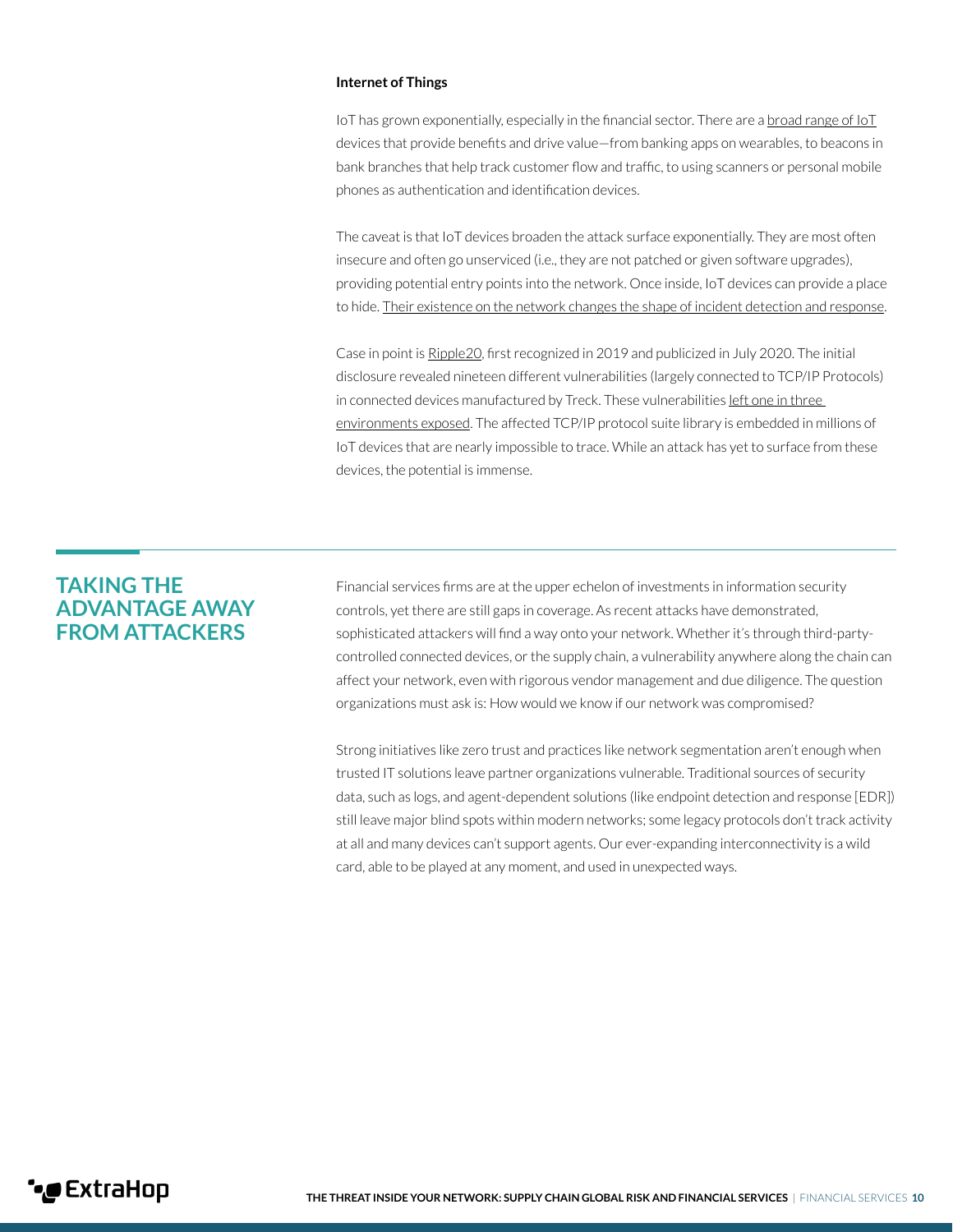### Internet of Things

IoT has grown exponentially, especially in the financial sector. There are a broad range of IoT devices that provide benefits and drive value—from banking apps on wearables, to beacons in bank branches that help track customer flow and traffic, to using scanners or personal mobile phones as authentication and identification devices.

The caveat is that IoT devices broaden the attack surface exponentially. They are most often insecure and often go unserviced (i.e., they are not patched or given software upgrades), providing potential entry points into the network. Once inside, IoT devices can provide a place to hide. Their existence on the network changes the shape of incident detection and response.

Case in point is Ripple20, first recognized in 2019 and publicized in July 2020. The initial disclosure revealed nineteen different vulnerabilities (largely connected to TCP/IP Protocols) in connected devices manufactured by Treck. These vulnerabilities left one in three environments exposed. The affected TCP/IP protocol suite library is embedded in millions of IoT devices that are nearly impossible to trace. While an attack has yet to surface from these devices, the potential is immense.

## TAKING THE ADVANTAGE AWAY FROM ATTACKERS

Financial services firms are at the upper echelon of investments in information security controls, yet there are still gaps in coverage. As recent attacks have demonstrated, sophisticated attackers will find a way onto your network. Whether it's through third-party-controlled connected devices, or the supply chain, a vulnerability anywhere along the chain can affect your network, even with rigorous vendor management and due diligence. The question organizations must ask is: How would we know if our network was compromised?

Strong initiatives like zero trust and practices like network segmentation aren't enough when trusted IT solutions leave partner organizations vulnerable. Traditional sources of security data, such as logs, and agent-dependent solutions (like endpoint detection and response [EDR]) still leave major blind spots within modern networks; some legacy protocols don't track activity at all and many devices can't support agents. Our ever-expanding interconnectivity is a wild card, able to be played at any moment, and used in unexpected ways.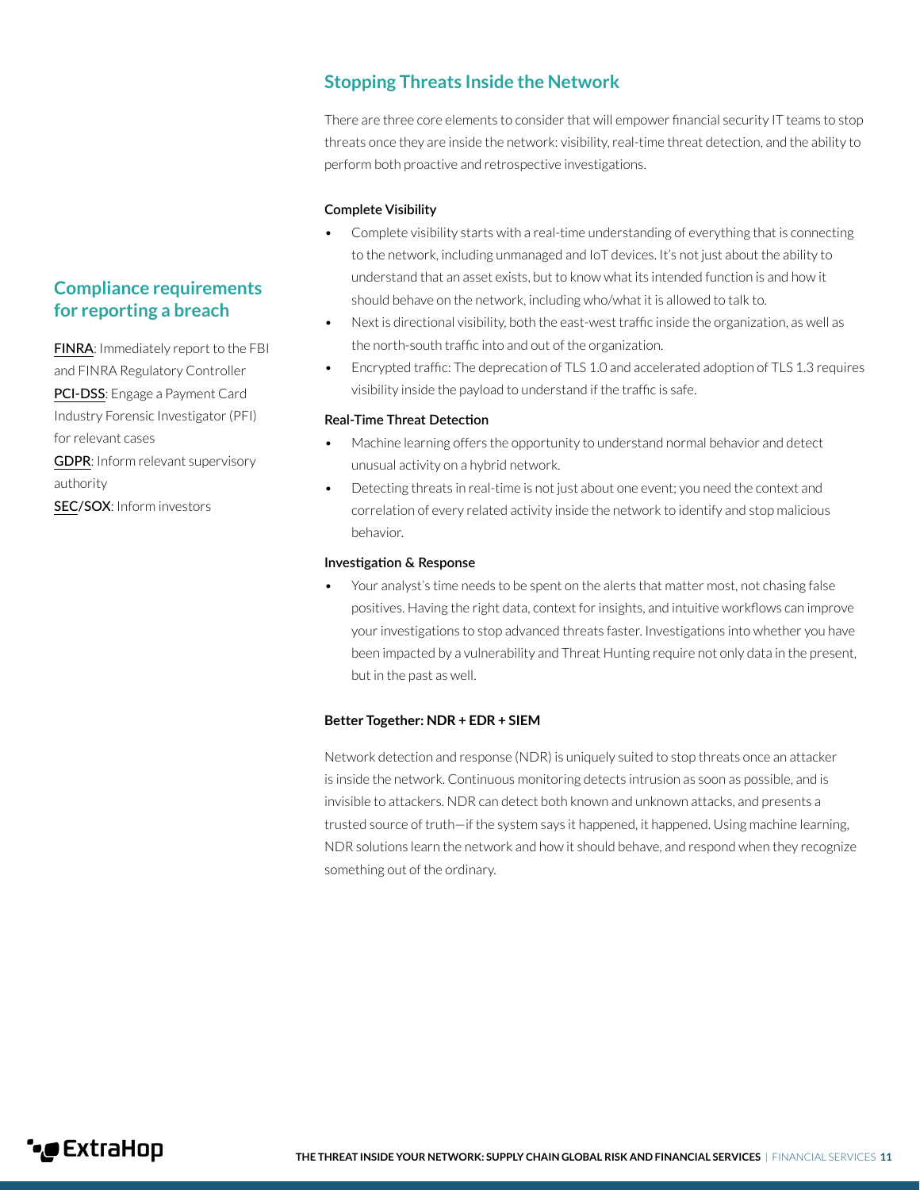## Stopping Threats Inside the Network

There are three core elements to consider that will empower financial security IT teams to stop threats once they are inside the network: visibility, real-time threat detection, and the ability to perform both proactive and retrospective investigations.

**Complete Visibility**

- Complete visibility starts with a real-time understanding of everything that is connecting to the network, including unmanaged and IoT devices. It's not just about the ability to understand that an asset exists, but to know what its intended function is and how it should behave on the network, including who/what it is allowed to talk to.
- Next is directional visibility, both the east-west traffic inside the organization, as well as the north-south traffic into and out of the organization.
- Encrypted traffic: The deprecation of TLS 1.0 and accelerated adoption of TLS 1.3 requires visibility inside the payload to understand if the traffic is safe.

**Real-Time Threat Detection**

- Machine learning offers the opportunity to understand normal behavior and detect unusual activity on a hybrid network.
- Detecting threats in real-time is not just about one event; you need the context and correlation of every related activity inside the network to identify and stop malicious behavior.

**Investigation & Response**

- Your analyst's time needs to be spent on the alerts that matter most, not chasing false positives. Having the right data, context for insights, and intuitive workflows can improve your investigations to stop advanced threats faster. Investigations into whether you have been impacted by a vulnerability and Threat Hunting require not only data in the present, but in the past as well.

**Better Together: NDR + EDR + SIEM**

Network detection and response (NDR) is uniquely suited to stop threats once an attacker is inside the network. Continuous monitoring detects intrusion as soon as possible, and is invisible to attackers. NDR can detect both known and unknown attacks, and presents a trusted source of truth—if the system says it happened, it happened. Using machine learning, NDR solutions learn the network and how it should behave, and respond when they recognize something out of the ordinary.

## Compliance requirements for reporting a breach

**FINRA**: Immediately report to the FBI and FINRA Regulatory Controller
**PCI-DSS**: Engage a Payment Card Industry Forensic Investigator (PFI) for relevant cases
**GDPR**: Inform relevant supervisory authority
**SEC/SOX**: Inform investors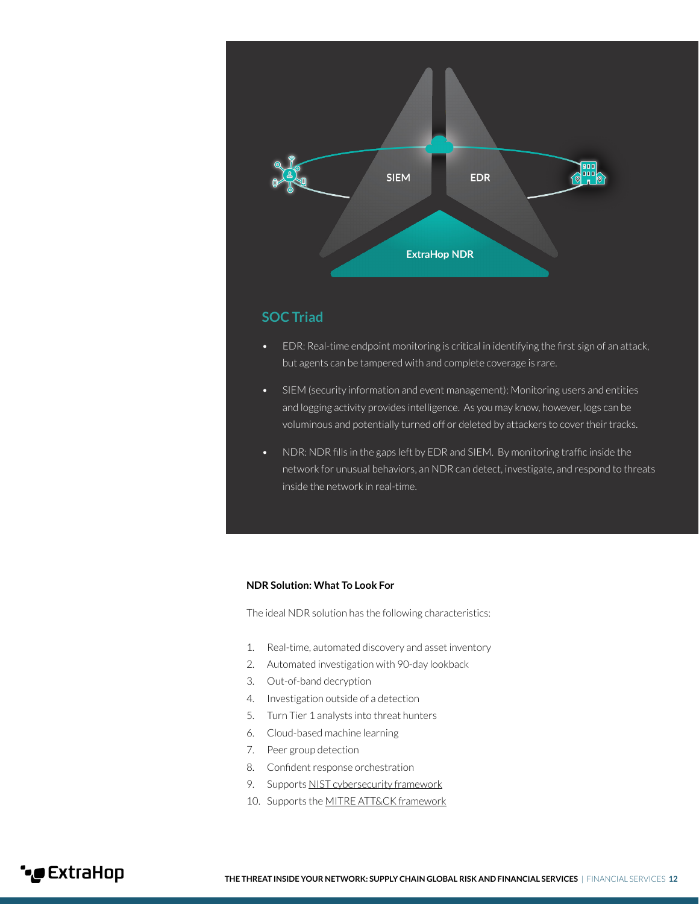SIEM

EDR

ExtraHop NDR

## SOC Triad

- EDR: Real-time endpoint monitoring is critical in identifying the first sign of an attack, but agents can be tampered with and complete coverage is rare.
- SIEM (security information and event management): Monitoring users and entities and logging activity provides intelligence. As you may know, however, logs can be voluminous and potentially turned off or deleted by attackers to cover their tracks.
- NDR: NDR fills in the gaps left by EDR and SIEM. By monitoring traffic inside the network for unusual behaviors, an NDR can detect, investigate, and respond to threats inside the network in real-time.

**NDR Solution: What To Look For**

The ideal NDR solution has the following characteristics:

1. Real-time, automated discovery and asset inventory
2. Automated investigation with 90-day lookback
3. Out-of-band decryption
4. Investigation outside of a detection
5. Turn Tier 1 analysts into threat hunters
6. Cloud-based machine learning
7. Peer group detection
8. Confident response orchestration
9. Supports NIST cybersecurity framework
10. Supports the MITRE ATT&CK framework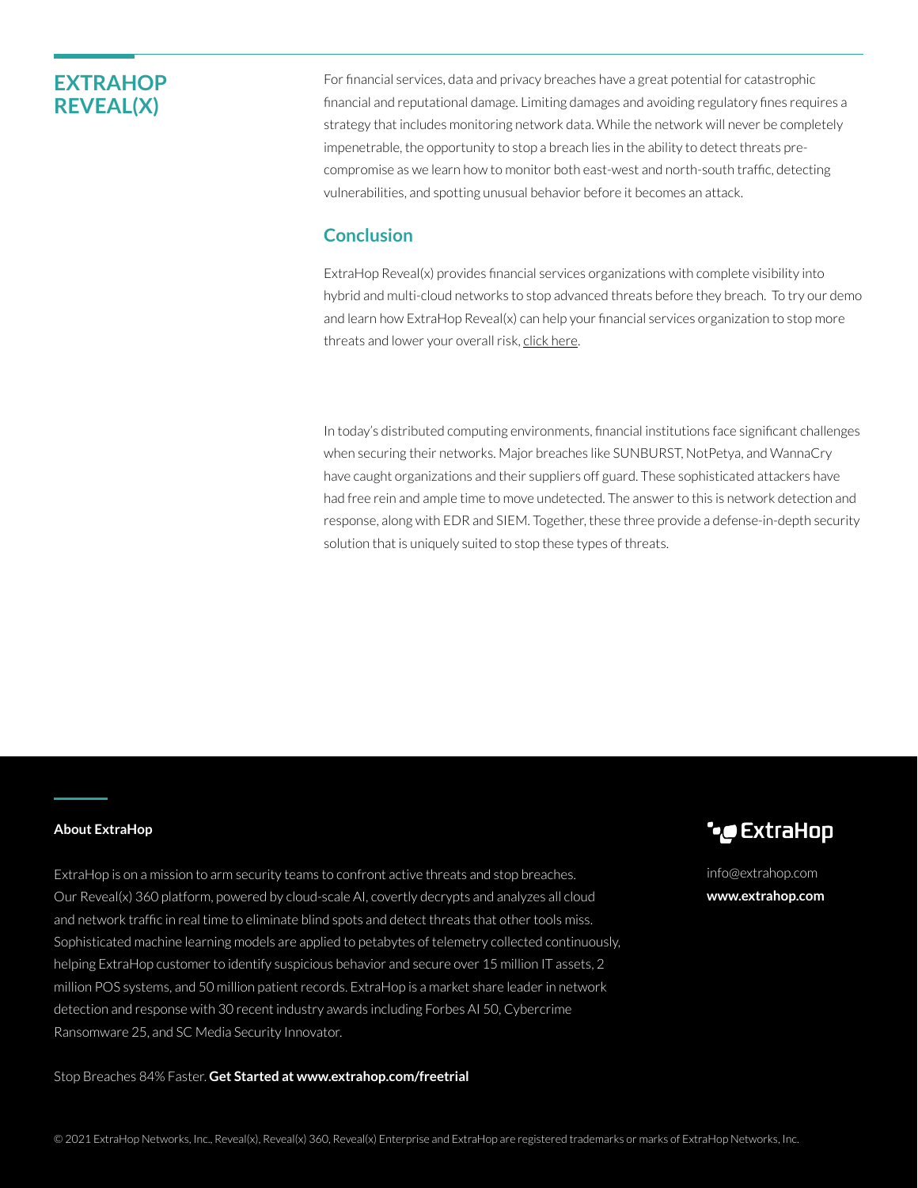## EXTRAHOP REVEAL(X)

For financial services, data and privacy breaches have a great potential for catastrophic financial and reputational damage. Limiting damages and avoiding regulatory fines requires a strategy that includes monitoring network data. While the network will never be completely impenetrable, the opportunity to stop a breach lies in the ability to detect threats pre-compromise as we learn how to monitor both east-west and north-south traffic, detecting vulnerabilities, and spotting unusual behavior before it becomes an attack.

### Conclusion

ExtraHop Reveal(x) provides financial services organizations with complete visibility into hybrid and multi-cloud networks to stop advanced threats before they breach. To try our demo and learn how ExtraHop Reveal(x) can help your financial services organization to stop more threats and lower your overall risk, click here.

In today's distributed computing environments, financial institutions face significant challenges when securing their networks. Major breaches like SUNBURST, NotPetya, and WannaCry have caught organizations and their suppliers off guard. These sophisticated attackers have had free rein and ample time to move undetected. The answer to this is network detection and response, along with EDR and SIEM. Together, these three provide a defense-in-depth security solution that is uniquely suited to stop these types of threats.

**About ExtraHop**

ExtraHop is on a mission to arm security teams to confront active threats and stop breaches. Our Reveal(x) 360 platform, powered by cloud-scale AI, covertly decrypts and analyzes all cloud and network traffic in real time to eliminate blind spots and detect threats that other tools miss. Sophisticated machine learning models are applied to petabytes of telemetry collected continuously, helping ExtraHop customer to identify suspicious behavior and secure over 15 million IT assets, 2 million POS systems, and 50 million patient records. ExtraHop is a market share leader in network detection and response with 30 recent industry awards including Forbes AI 50, Cybercrime Ransomware 25, and SC Media Security Innovator.

Stop Breaches 84% Faster. **Get Started at www.extrahop.com/freetrial**

ExtraHop

info@extrahop.com
**www.extrahop.com**

© 2021 ExtraHop Networks, Inc., Reveal(x), Reveal(x) 360, Reveal(x) Enterprise and ExtraHop are registered trademarks or marks of ExtraHop Networks, Inc.